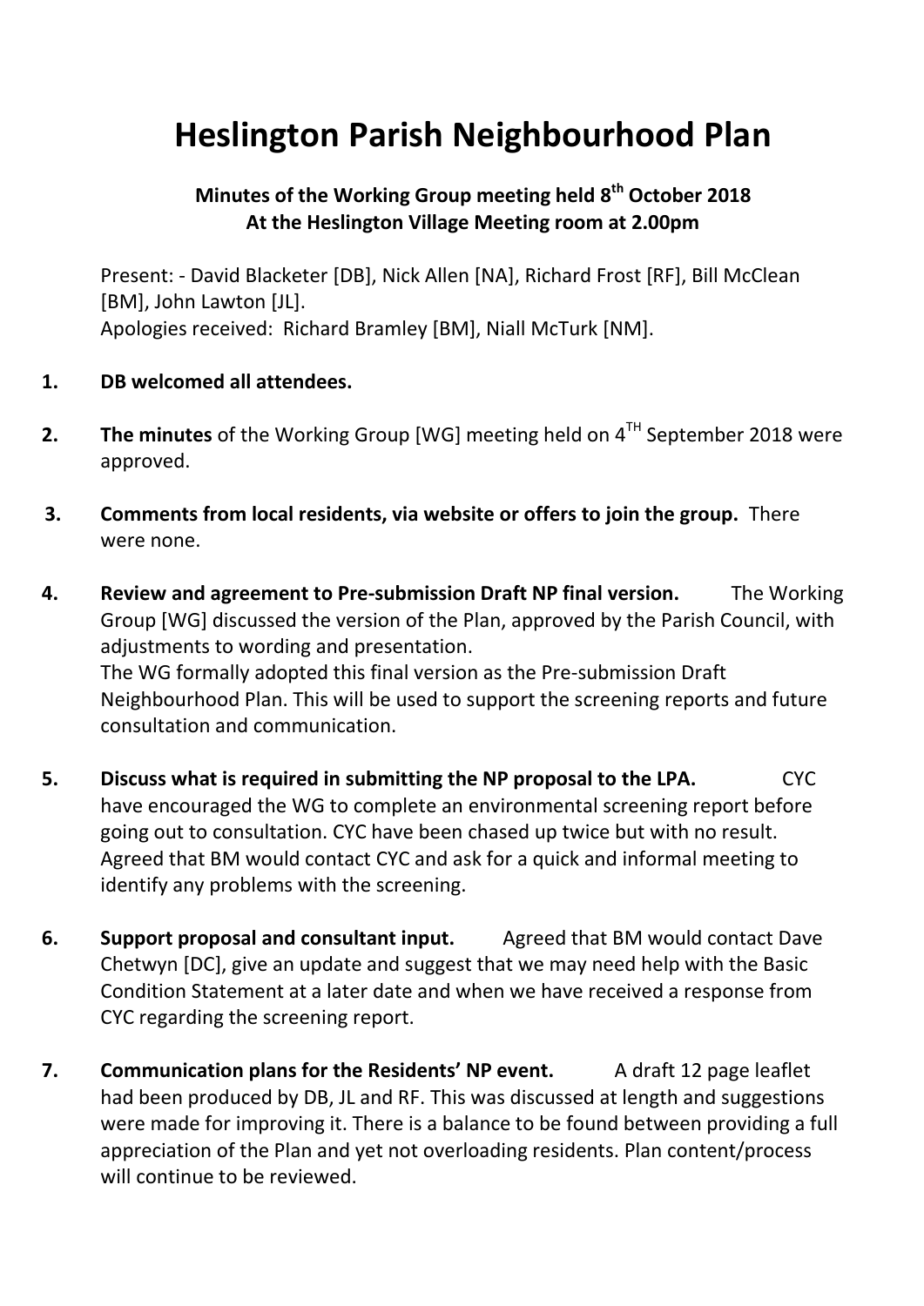# Heslington Parish Neighbourhood Plan

**Minutes of the Working Group meeting held 8th October 2018**
**At the Heslington Village Meeting room at 2.00pm**

Present: - David Blacketer [DB], Nick Allen [NA], Richard Frost [RF], Bill McClean [BM], John Lawton [JL].
Apologies received: Richard Bramley [BM], Niall McTurk [NM].

1. **DB welcomed all attendees.**

2. **The minutes** of the Working Group [WG] meeting held on 4TH September 2018 were approved.

3. **Comments from local residents, via website or offers to join the group.** There were none.

4. **Review and agreement to Pre-submission Draft NP final version.** The Working Group [WG] discussed the version of the Plan, approved by the Parish Council, with adjustments to wording and presentation.
   The WG formally adopted this final version as the Pre-submission Draft Neighbourhood Plan. This will be used to support the screening reports and future consultation and communication.

5. **Discuss what is required in submitting the NP proposal to the LPA.** CYC have encouraged the WG to complete an environmental screening report before going out to consultation. CYC have been chased up twice but with no result. Agreed that BM would contact CYC and ask for a quick and informal meeting to identify any problems with the screening.

6. **Support proposal and consultant input.** Agreed that BM would contact Dave Chetwyn [DC], give an update and suggest that we may need help with the Basic Condition Statement at a later date and when we have received a response from CYC regarding the screening report.

7. **Communication plans for the Residents' NP event.** A draft 12 page leaflet had been produced by DB, JL and RF. This was discussed at length and suggestions were made for improving it. There is a balance to be found between providing a full appreciation of the Plan and yet not overloading residents. Plan content/process will continue to be reviewed.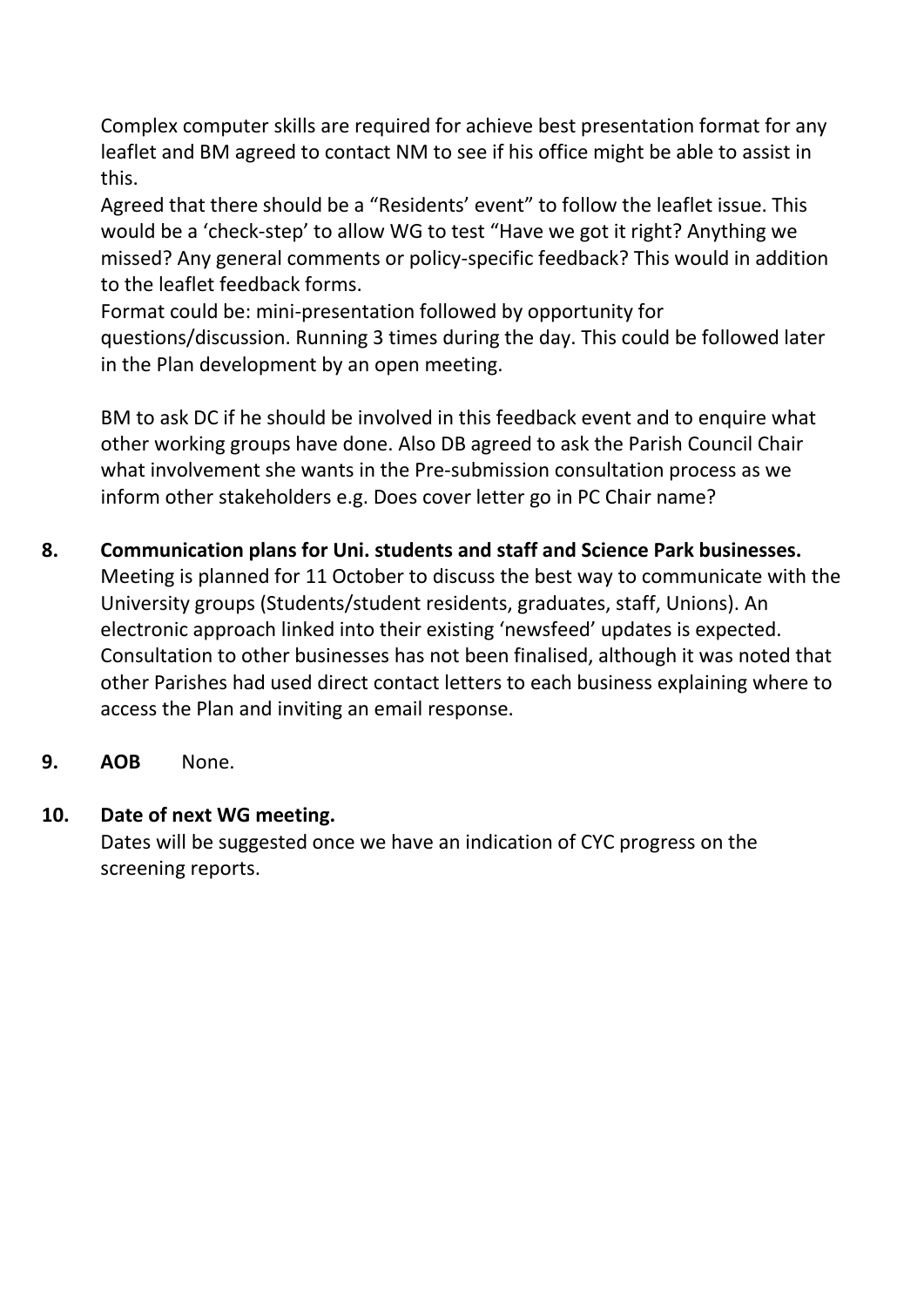Complex computer skills are required for achieve best presentation format for any leaflet and BM agreed to contact NM to see if his office might be able to assist in this.

Agreed that there should be a "Residents' event" to follow the leaflet issue. This would be a 'check-step' to allow WG to test "Have we got it right? Anything we missed? Any general comments or policy-specific feedback? This would in addition to the leaflet feedback forms.

Format could be: mini-presentation followed by opportunity for questions/discussion. Running 3 times during the day. This could be followed later in the Plan development by an open meeting.

BM to ask DC if he should be involved in this feedback event and to enquire what other working groups have done. Also DB agreed to ask the Parish Council Chair what involvement she wants in the Pre-submission consultation process as we inform other stakeholders e.g. Does cover letter go in PC Chair name?

**8. Communication plans for Uni. students and staff and Science Park businesses.**

Meeting is planned for 11 October to discuss the best way to communicate with the University groups (Students/student residents, graduates, staff, Unions). An electronic approach linked into their existing 'newsfeed' updates is expected. Consultation to other businesses has not been finalised, although it was noted that other Parishes had used direct contact letters to each business explaining where to access the Plan and inviting an email response.

**9. AOB** None.

**10. Date of next WG meeting.**

Dates will be suggested once we have an indication of CYC progress on the screening reports.